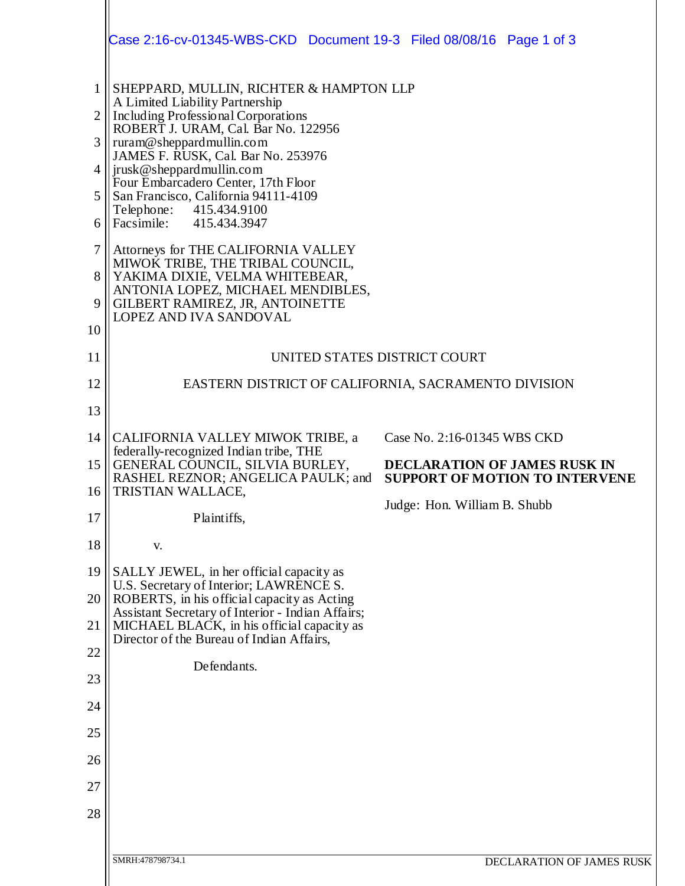SHEPPARD, MULLIN, RICHTER & HAMPTON LLP
A Limited Liability Partnership
Including Professional Corporations
ROBERT J. URAM, Cal. Bar No. 122956
ruram@sheppardmullin.com
JAMES F. RUSK, Cal. Bar No. 253976
jrusk@sheppardmullin.com
Four Embarcadero Center, 17th Floor
San Francisco, California 94111-4109
Telephone: 415.434.9100
Facsimile: 415.434.3947

Attorneys for THE CALIFORNIA VALLEY MIWOK TRIBE, THE TRIBAL COUNCIL, YAKIMA DIXIE, VELMA WHITEBEAR, ANTONIA LOPEZ, MICHAEL MENDIBLES, GILBERT RAMIREZ, JR, ANTOINETTE LOPEZ AND IVA SANDOVAL

UNITED STATES DISTRICT COURT

EASTERN DISTRICT OF CALIFORNIA, SACRAMENTO DIVISION

CALIFORNIA VALLEY MIWOK TRIBE, a federally-recognized Indian tribe, THE GENERAL COUNCIL, SILVIA BURLEY, RASHEL REZNOR; ANGELICA PAULK; and TRISTIAN WALLACE,

Plaintiffs,

v.

SALLY JEWEL, in her official capacity as U.S. Secretary of Interior; LAWRENCE S. ROBERTS, in his official capacity as Acting Assistant Secretary of Interior - Indian Affairs; MICHAEL BLACK, in his official capacity as Director of the Bureau of Indian Affairs,

Defendants.

Case No. 2:16-01345 WBS CKD

**DECLARATION OF JAMES RUSK IN SUPPORT OF MOTION TO INTERVENE**

Judge: Hon. William B. Shubb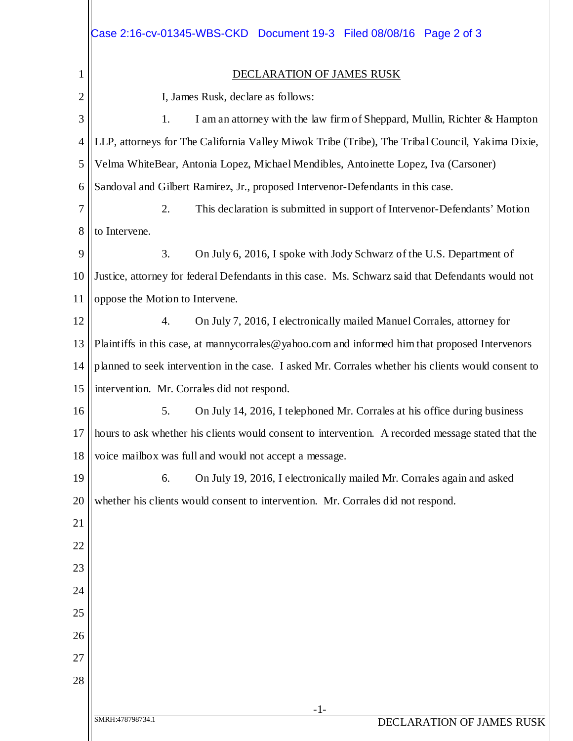## DECLARATION OF JAMES RUSK

I, James Rusk, declare as follows:

1. I am an attorney with the law firm of Sheppard, Mullin, Richter & Hampton LLP, attorneys for The California Valley Miwok Tribe (Tribe), The Tribal Council, Yakima Dixie, Velma WhiteBear, Antonia Lopez, Michael Mendibles, Antoinette Lopez, Iva (Carsoner) Sandoval and Gilbert Ramirez, Jr., proposed Intervenor-Defendants in this case.

2. This declaration is submitted in support of Intervenor-Defendants' Motion to Intervene.

3. On July 6, 2016, I spoke with Jody Schwarz of the U.S. Department of Justice, attorney for federal Defendants in this case. Ms. Schwarz said that Defendants would not oppose the Motion to Intervene.

4. On July 7, 2016, I electronically mailed Manuel Corrales, attorney for Plaintiffs in this case, at mannycorrales@yahoo.com and informed him that proposed Intervenors planned to seek intervention in the case. I asked Mr. Corrales whether his clients would consent to intervention. Mr. Corrales did not respond.

5. On July 14, 2016, I telephoned Mr. Corrales at his office during business hours to ask whether his clients would consent to intervention. A recorded message stated that the voice mailbox was full and would not accept a message.

6. On July 19, 2016, I electronically mailed Mr. Corrales again and asked whether his clients would consent to intervention. Mr. Corrales did not respond.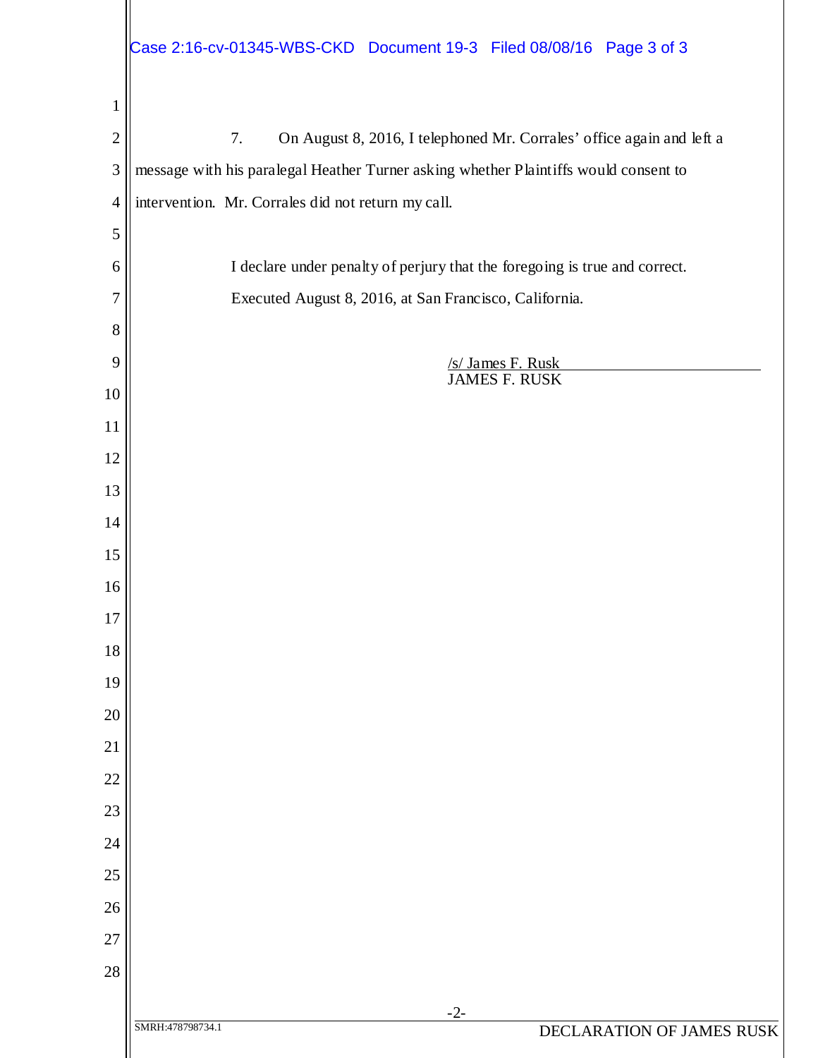7. On August 8, 2016, I telephoned Mr. Corrales' office again and left a message with his paralegal Heather Turner asking whether Plaintiffs would consent to intervention. Mr. Corrales did not return my call.

I declare under penalty of perjury that the foregoing is true and correct.

Executed August 8, 2016, at San Francisco, California.

/s/ James F. Rusk
JAMES F. RUSK

SMRH:478798734.1

DECLARATION OF JAMES RUSK